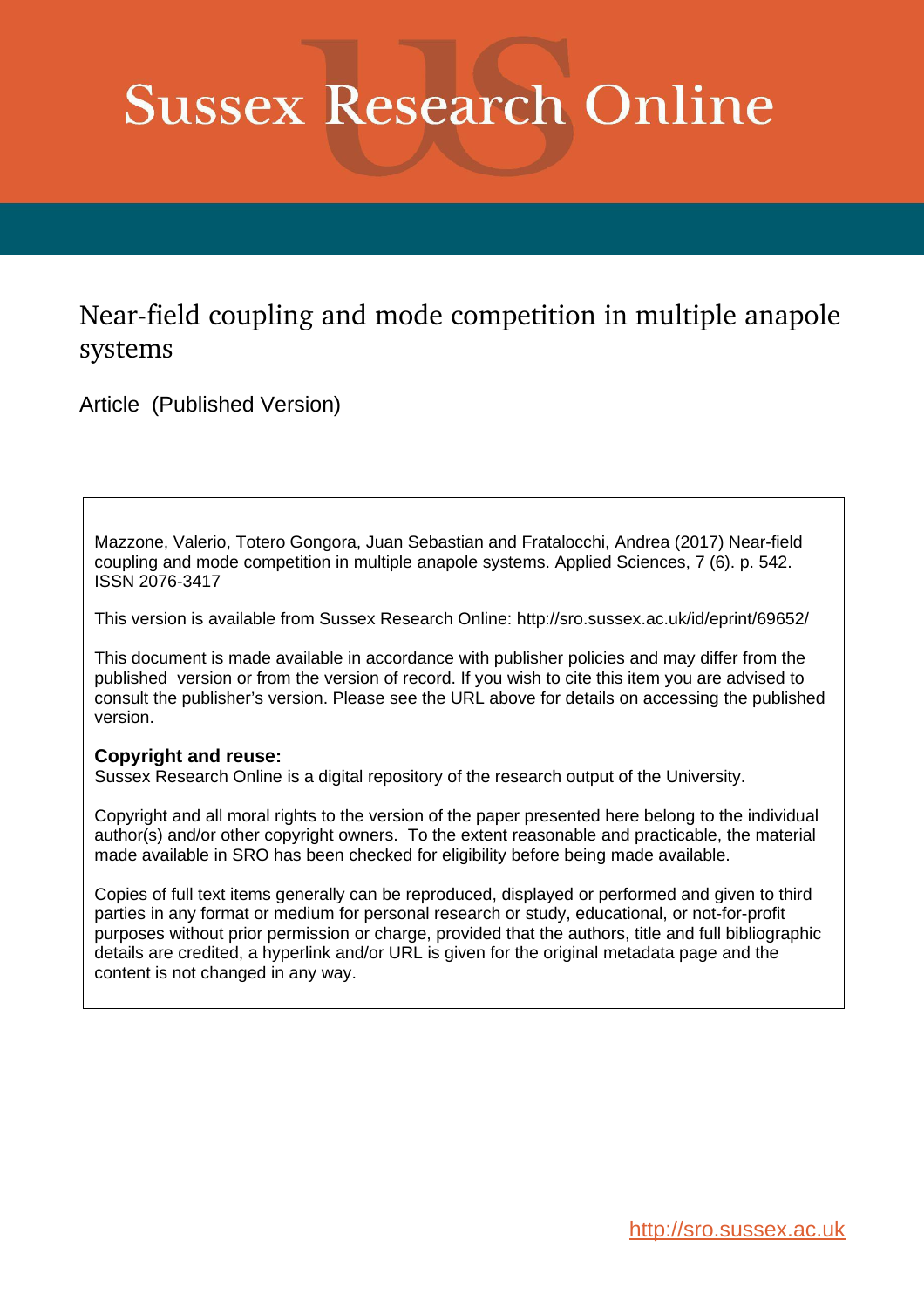# Sussex Research Online

## Near-field coupling and mode competition in multiple anapole systems

Article (Published Version)

Mazzone, Valerio, Totero Gongora, Juan Sebastian and Fratalocchi, Andrea (2017) Near-field coupling and mode competition in multiple anapole systems. Applied Sciences, 7 (6). p. 542. ISSN 2076-3417

This version is available from Sussex Research Online: http://sro.sussex.ac.uk/id/eprint/69652/

This document is made available in accordance with publisher policies and may differ from the published version or from the version of record. If you wish to cite this item you are advised to consult the publisher's version. Please see the URL above for details on accessing the published version.

**Copyright and reuse:**
Sussex Research Online is a digital repository of the research output of the University.

Copyright and all moral rights to the version of the paper presented here belong to the individual author(s) and/or other copyright owners. To the extent reasonable and practicable, the material made available in SRO has been checked for eligibility before being made available.

Copies of full text items generally can be reproduced, displayed or performed and given to third parties in any format or medium for personal research or study, educational, or not-for-profit purposes without prior permission or charge, provided that the authors, title and full bibliographic details are credited, a hyperlink and/or URL is given for the original metadata page and the content is not changed in any way.

http://sro.sussex.ac.uk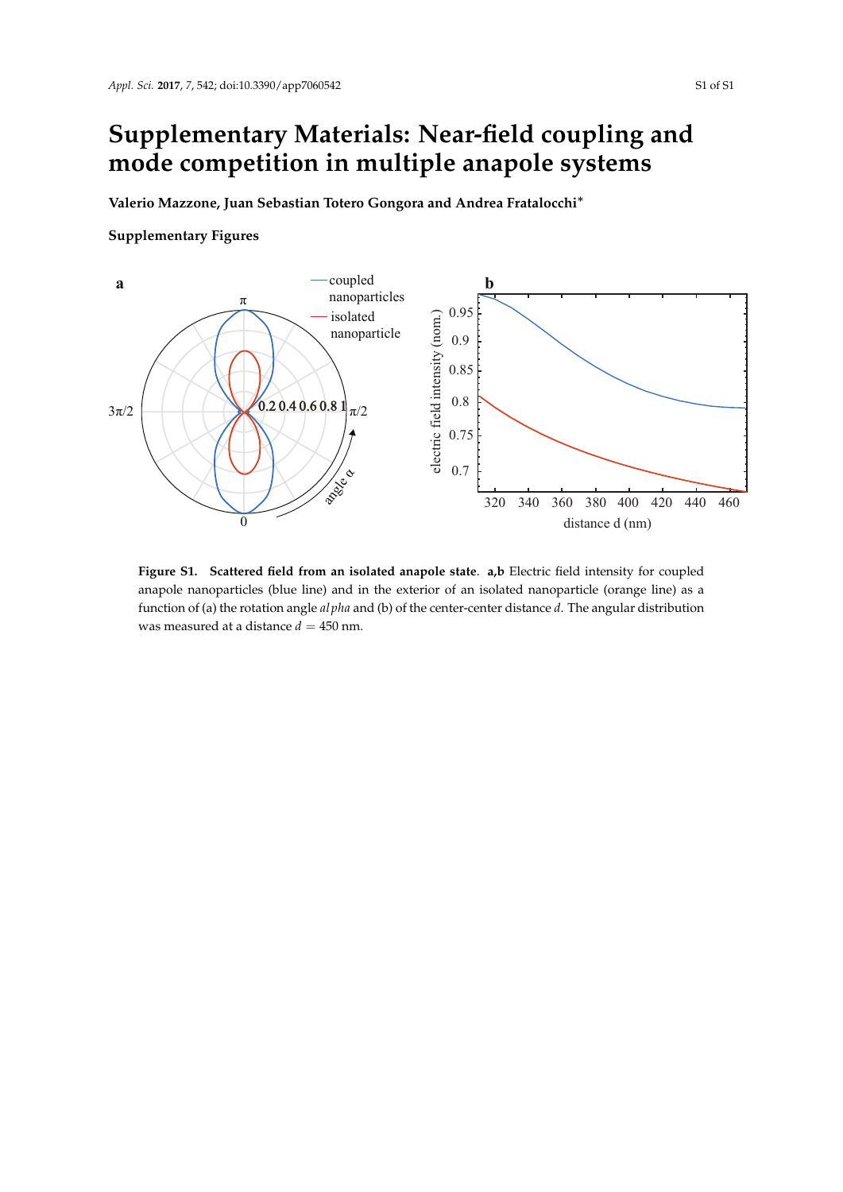# Supplementary Materials: Near-field coupling and mode competition in multiple anapole systems

**Valerio Mazzone, Juan Sebastian Totero Gongora and Andrea Fratalocchi***

**Supplementary Figures**

a

coupled nanoparticles

isolated nanoparticle

π

3π/2

π/2

0

0.2 0.4 0.6 0.8 1

angle α

b

electric field intensity (nom.)

0.95

0.9

0.85

0.8

0.75

0.7

320 340 360 380 400 420 440 460

distance d (nm)

**Figure S1. Scattered field from an isolated anapole state. a,b** Electric field intensity for coupled anapole nanoparticles (blue line) and in the exterior of an isolated nanoparticle (orange line) as a function of (a) the rotation angle $alpha$ and (b) of the center-center distance $d$. The angular distribution was measured at a distance $d = 450$ nm.